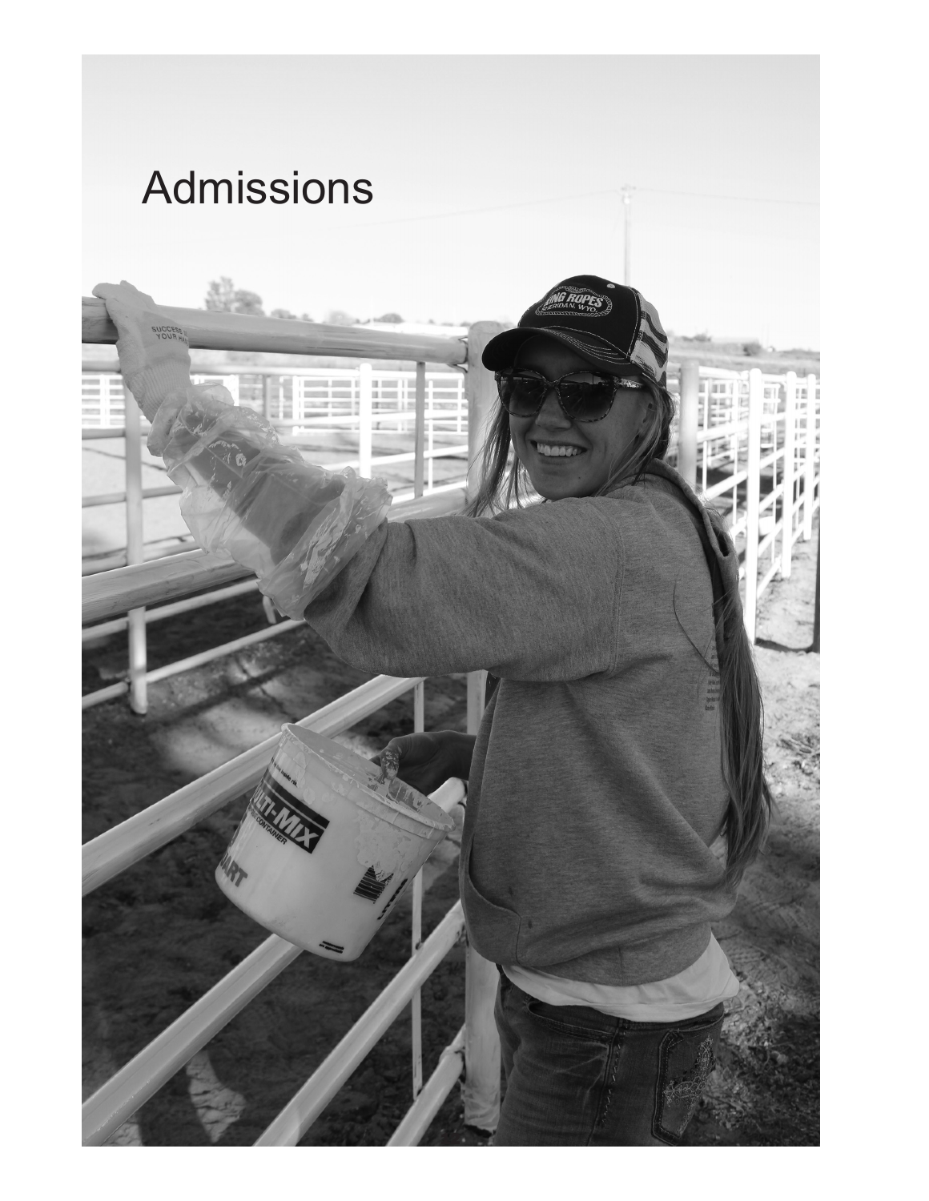# Admissions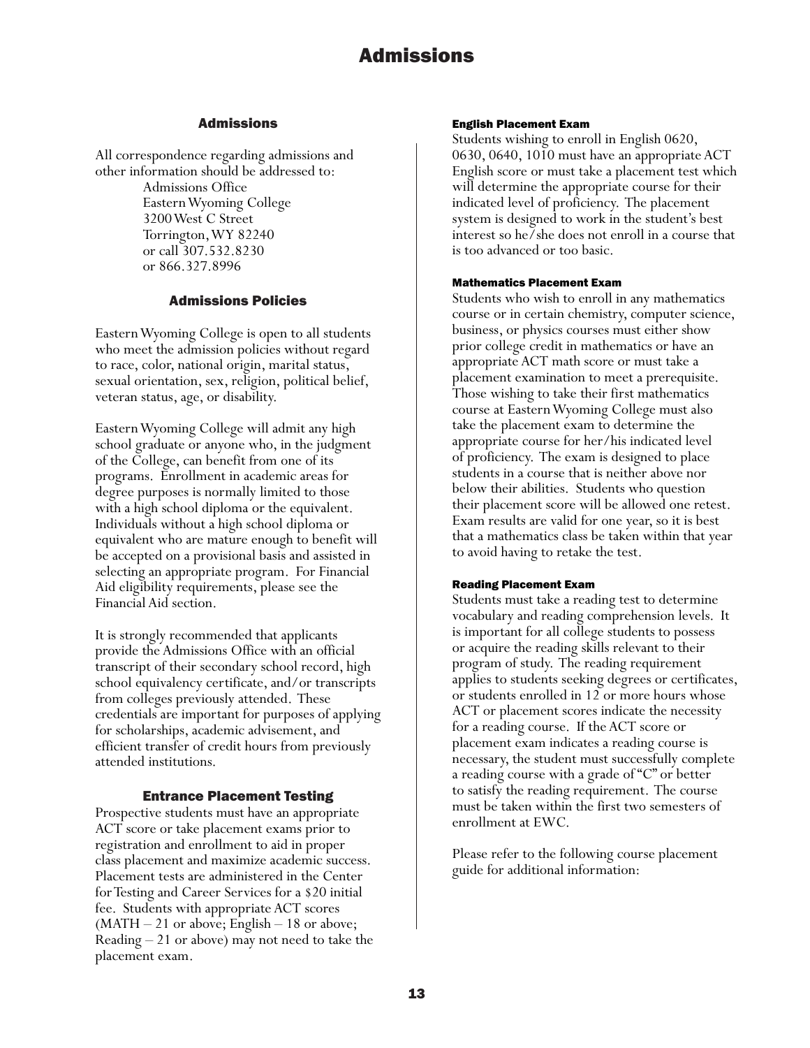# Admissions

## Admissions

All correspondence regarding admissions and other information should be addressed to:

Admissions Office
Eastern Wyoming College
3200 West C Street
Torrington, WY 82240
or call 307.532.8230
or 866.327.8996

## Admissions Policies

Eastern Wyoming College is open to all students who meet the admission policies without regard to race, color, national origin, marital status, sexual orientation, sex, religion, political belief, veteran status, age, or disability.

Eastern Wyoming College will admit any high school graduate or anyone who, in the judgment of the College, can benefit from one of its programs. Enrollment in academic areas for degree purposes is normally limited to those with a high school diploma or the equivalent. Individuals without a high school diploma or equivalent who are mature enough to benefit will be accepted on a provisional basis and assisted in selecting an appropriate program. For Financial Aid eligibility requirements, please see the Financial Aid section.

It is strongly recommended that applicants provide the Admissions Office with an official transcript of their secondary school record, high school equivalency certificate, and/or transcripts from colleges previously attended. These credentials are important for purposes of applying for scholarships, academic advisement, and efficient transfer of credit hours from previously attended institutions.

## Entrance Placement Testing

Prospective students must have an appropriate ACT score or take placement exams prior to registration and enrollment to aid in proper class placement and maximize academic success. Placement tests are administered in the Center for Testing and Career Services for a $20 initial fee. Students with appropriate ACT scores (MATH – 21 or above; English – 18 or above; Reading – 21 or above) may not need to take the placement exam.

### English Placement Exam

Students wishing to enroll in English 0620, 0630, 0640, 1010 must have an appropriate ACT English score or must take a placement test which will determine the appropriate course for their indicated level of proficiency. The placement system is designed to work in the student's best interest so he/she does not enroll in a course that is too advanced or too basic.

### Mathematics Placement Exam

Students who wish to enroll in any mathematics course or in certain chemistry, computer science, business, or physics courses must either show prior college credit in mathematics or have an appropriate ACT math score or must take a placement examination to meet a prerequisite. Those wishing to take their first mathematics course at Eastern Wyoming College must also take the placement exam to determine the appropriate course for her/his indicated level of proficiency. The exam is designed to place students in a course that is neither above nor below their abilities. Students who question their placement score will be allowed one retest. Exam results are valid for one year, so it is best that a mathematics class be taken within that year to avoid having to retake the test.

### Reading Placement Exam

Students must take a reading test to determine vocabulary and reading comprehension levels. It is important for all college students to possess or acquire the reading skills relevant to their program of study. The reading requirement applies to students seeking degrees or certificates, or students enrolled in 12 or more hours whose ACT or placement scores indicate the necessity for a reading course. If the ACT score or placement exam indicates a reading course is necessary, the student must successfully complete a reading course with a grade of "C" or better to satisfy the reading requirement. The course must be taken within the first two semesters of enrollment at EWC.

Please refer to the following course placement guide for additional information: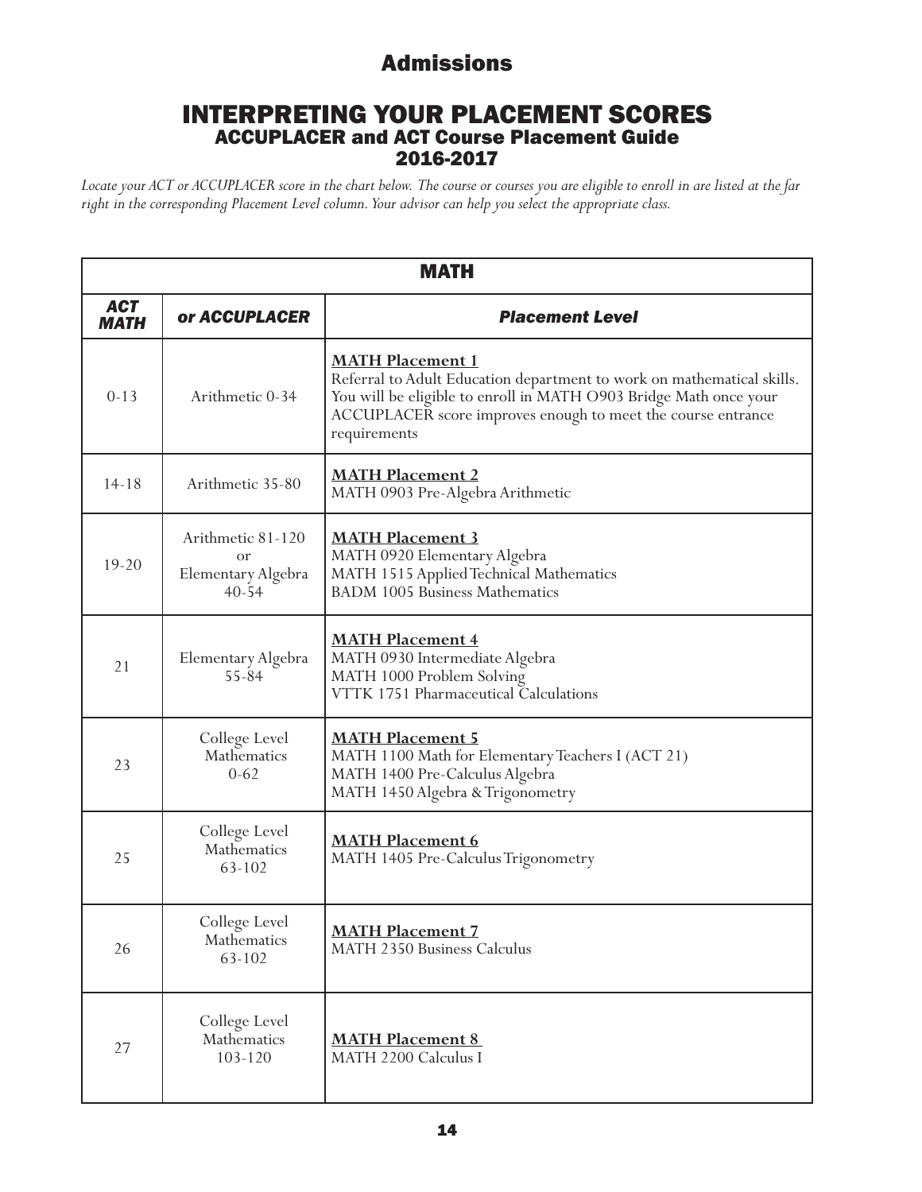# Admissions

## INTERPRETING YOUR PLACEMENT SCORES
### ACCUPLACER and ACT Course Placement Guide
### 2016-2017

*Locate your ACT or ACCUPLACER score in the chart below. The course or courses you are eligible to enroll in are listed at the far right in the corresponding Placement Level column. Your advisor can help you select the appropriate class.*

| MATH | | |
|---|---|---|
| ***ACT MATH*** | ***or ACCUPLACER*** | ***Placement Level*** |
| 0-13 | Arithmetic 0-34 | **MATH Placement 1**<br>Referral to Adult Education department to work on mathematical skills. You will be eligible to enroll in MATH O903 Bridge Math once your ACCUPLACER score improves enough to meet the course entrance requirements |
| 14-18 | Arithmetic 35-80 | **MATH Placement 2**<br>MATH 0903 Pre-Algebra Arithmetic |
| 19-20 | Arithmetic 81-120 or Elementary Algebra 40-54 | **MATH Placement 3**<br>MATH 0920 Elementary Algebra<br>MATH 1515 Applied Technical Mathematics<br>BADM 1005 Business Mathematics |
| 21 | Elementary Algebra 55-84 | **MATH Placement 4**<br>MATH 0930 Intermediate Algebra<br>MATH 1000 Problem Solving<br>VTTK 1751 Pharmaceutical Calculations |
| 23 | College Level Mathematics 0-62 | **MATH Placement 5**<br>MATH 1100 Math for Elementary Teachers I (ACT 21)<br>MATH 1400 Pre-Calculus Algebra<br>MATH 1450 Algebra & Trigonometry |
| 25 | College Level Mathematics 63-102 | **MATH Placement 6**<br>MATH 1405 Pre-Calculus Trigonometry |
| 26 | College Level Mathematics 63-102 | **MATH Placement 7**<br>MATH 2350 Business Calculus |
| 27 | College Level Mathematics 103-120 | **MATH Placement 8**<br>MATH 2200 Calculus I |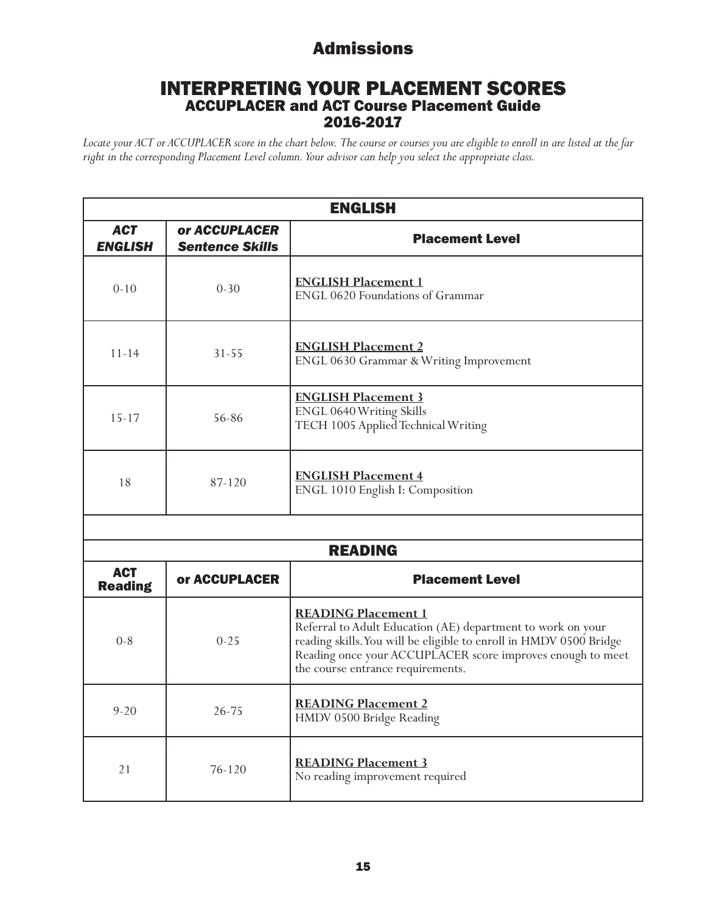## Admissions

# INTERPRETING YOUR PLACEMENT SCORES

### ACCUPLACER and ACT Course Placement Guide
### 2016-2017

*Locate your ACT or ACCUPLACER score in the chart below. The course or courses you are eligible to enroll in are listed at the far right in the corresponding Placement Level column. Your advisor can help you select the appropriate class.*

| ENGLISH | | |
|---|---|---|
| ***ACT ENGLISH*** | ***or ACCUPLACER Sentence Skills*** | **Placement Level** |
| 0-10 | 0-30 | **ENGLISH Placement 1**<br>ENGL 0620 Foundations of Grammar |
| 11-14 | 31-55 | **ENGLISH Placement 2**<br>ENGL 0630 Grammar & Writing Improvement |
| 15-17 | 56-86 | **ENGLISH Placement 3**<br>ENGL 0640 Writing Skills<br>TECH 1005 Applied Technical Writing |
| 18 | 87-120 | **ENGLISH Placement 4**<br>ENGL 1010 English I: Composition |

| READING | | |
|---|---|---|
| **ACT Reading** | **or ACCUPLACER** | **Placement Level** |
| 0-8 | 0-25 | **READING Placement 1**<br>Referral to Adult Education (AE) department to work on your reading skills. You will be eligible to enroll in HMDV 0500 Bridge Reading once your ACCUPLACER score improves enough to meet the course entrance requirements. |
| 9-20 | 26-75 | **READING Placement 2**<br>HMDV 0500 Bridge Reading |
| 21 | 76-120 | **READING Placement 3**<br>No reading improvement required |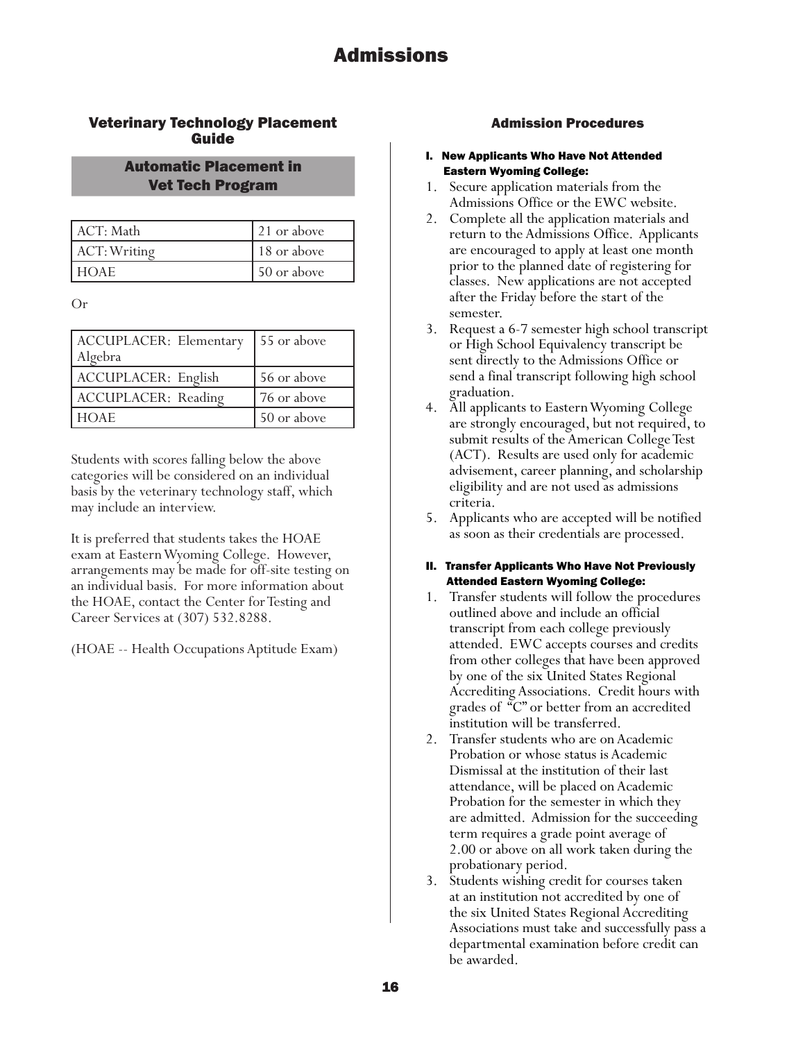# Admissions

## Veterinary Technology Placement Guide

### Automatic Placement in Vet Tech Program

| ACT: Math | 21 or above |
|---|---|
| ACT: Writing | 18 or above |
| HOAE | 50 or above |

Or

| ACCUPLACER: Elementary Algebra | 55 or above |
|---|---|
| ACCUPLACER: English | 56 or above |
| ACCUPLACER: Reading | 76 or above |
| HOAE | 50 or above |

Students with scores falling below the above categories will be considered on an individual basis by the veterinary technology staff, which may include an interview.

It is preferred that students takes the HOAE exam at Eastern Wyoming College. However, arrangements may be made for off-site testing on an individual basis. For more information about the HOAE, contact the Center for Testing and Career Services at (307) 532.8288.

(HOAE -- Health Occupations Aptitude Exam)

## Admission Procedures

**I. New Applicants Who Have Not Attended Eastern Wyoming College:**

1. Secure application materials from the Admissions Office or the EWC website.
2. Complete all the application materials and return to the Admissions Office. Applicants are encouraged to apply at least one month prior to the planned date of registering for classes. New applications are not accepted after the Friday before the start of the semester.
3. Request a 6-7 semester high school transcript or High School Equivalency transcript be sent directly to the Admissions Office or send a final transcript following high school graduation.
4. All applicants to Eastern Wyoming College are strongly encouraged, but not required, to submit results of the American College Test (ACT). Results are used only for academic advisement, career planning, and scholarship eligibility and are not used as admissions criteria.
5. Applicants who are accepted will be notified as soon as their credentials are processed.

**II. Transfer Applicants Who Have Not Previously Attended Eastern Wyoming College:**

1. Transfer students will follow the procedures outlined above and include an official transcript from each college previously attended. EWC accepts courses and credits from other colleges that have been approved by one of the six United States Regional Accrediting Associations. Credit hours with grades of "C" or better from an accredited institution will be transferred.
2. Transfer students who are on Academic Probation or whose status is Academic Dismissal at the institution of their last attendance, will be placed on Academic Probation for the semester in which they are admitted. Admission for the succeeding term requires a grade point average of 2.00 or above on all work taken during the probationary period.
3. Students wishing credit for courses taken at an institution not accredited by one of the six United States Regional Accrediting Associations must take and successfully pass a departmental examination before credit can be awarded.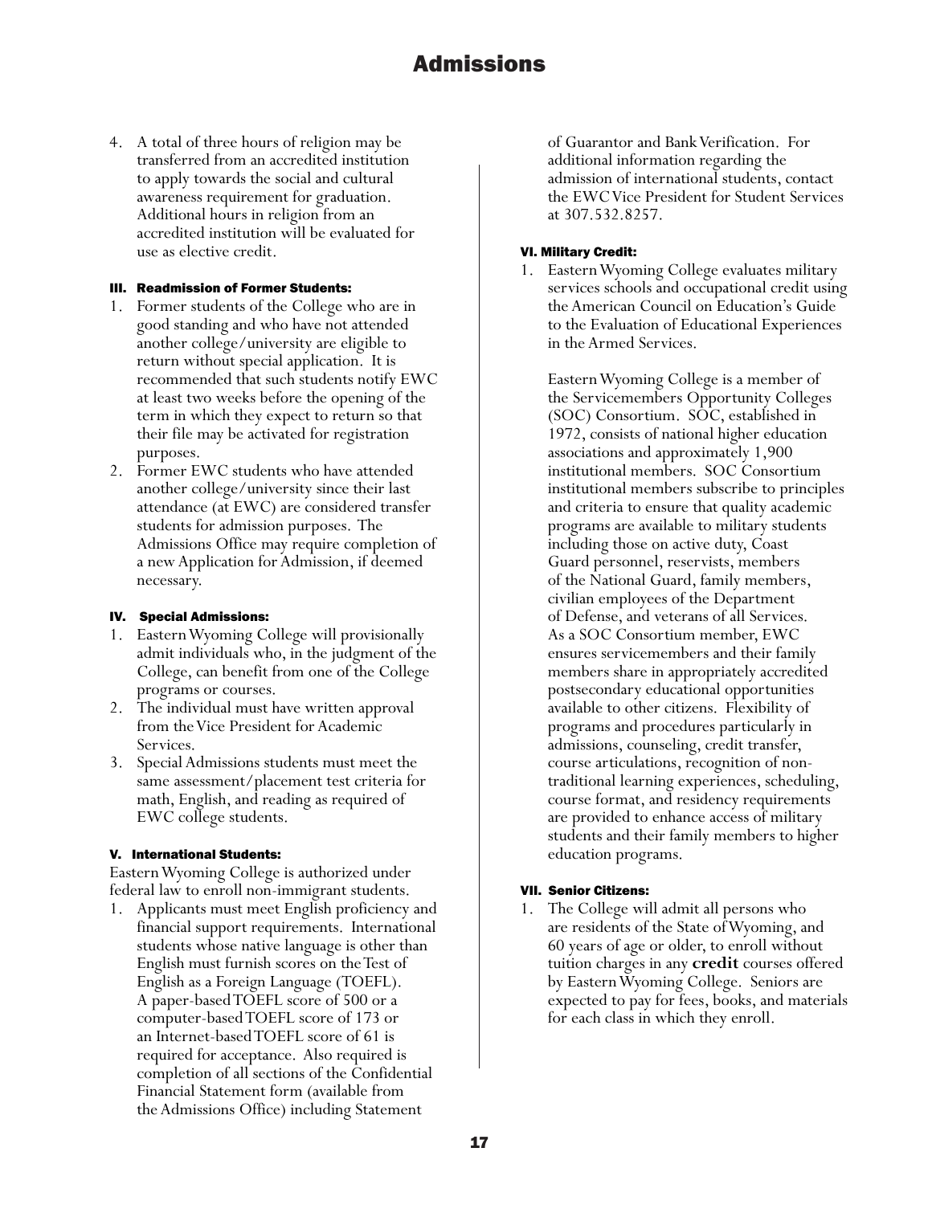# Admissions

4. A total of three hours of religion may be transferred from an accredited institution to apply towards the social and cultural awareness requirement for graduation. Additional hours in religion from an accredited institution will be evaluated for use as elective credit.

### III. Readmission of Former Students:

1. Former students of the College who are in good standing and who have not attended another college/university are eligible to return without special application. It is recommended that such students notify EWC at least two weeks before the opening of the term in which they expect to return so that their file may be activated for registration purposes.
2. Former EWC students who have attended another college/university since their last attendance (at EWC) are considered transfer students for admission purposes. The Admissions Office may require completion of a new Application for Admission, if deemed necessary.

### IV. Special Admissions:

1. Eastern Wyoming College will provisionally admit individuals who, in the judgment of the College, can benefit from one of the College programs or courses.
2. The individual must have written approval from the Vice President for Academic Services.
3. Special Admissions students must meet the same assessment/placement test criteria for math, English, and reading as required of EWC college students.

### V. International Students:

Eastern Wyoming College is authorized under federal law to enroll non-immigrant students.

1. Applicants must meet English proficiency and financial support requirements. International students whose native language is other than English must furnish scores on the Test of English as a Foreign Language (TOEFL). A paper-based TOEFL score of 500 or a computer-based TOEFL score of 173 or an Internet-based TOEFL score of 61 is required for acceptance. Also required is completion of all sections of the Confidential Financial Statement form (available from the Admissions Office) including Statement of Guarantor and Bank Verification. For additional information regarding the admission of international students, contact the EWC Vice President for Student Services at 307.532.8257.

### VI. Military Credit:

1. Eastern Wyoming College evaluates military services schools and occupational credit using the American Council on Education's Guide to the Evaluation of Educational Experiences in the Armed Services.

   Eastern Wyoming College is a member of the Servicemembers Opportunity Colleges (SOC) Consortium. SOC, established in 1972, consists of national higher education associations and approximately 1,900 institutional members. SOC Consortium institutional members subscribe to principles and criteria to ensure that quality academic programs are available to military students including those on active duty, Coast Guard personnel, reservists, members of the National Guard, family members, civilian employees of the Department of Defense, and veterans of all Services. As a SOC Consortium member, EWC ensures servicemembers and their family members share in appropriately accredited postsecondary educational opportunities available to other citizens. Flexibility of programs and procedures particularly in admissions, counseling, credit transfer, course articulations, recognition of non-traditional learning experiences, scheduling, course format, and residency requirements are provided to enhance access of military students and their family members to higher education programs.

### VII. Senior Citizens:

1. The College will admit all persons who are residents of the State of Wyoming, and 60 years of age or older, to enroll without tuition charges in any **credit** courses offered by Eastern Wyoming College. Seniors are expected to pay for fees, books, and materials for each class in which they enroll.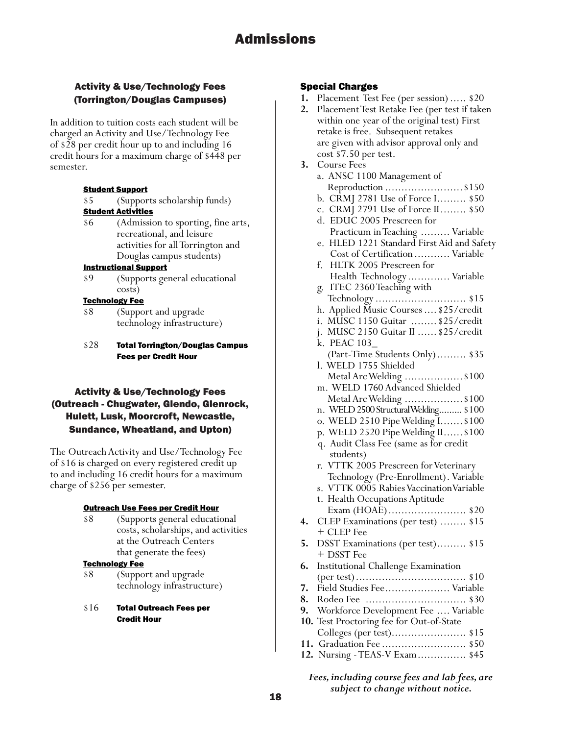# Admissions

## Activity & Use/Technology Fees (Torrington/Douglas Campuses)

In addition to tuition costs each student will be charged an Activity and Use/Technology Fee of $28 per credit hour up to and including 16 credit hours for a maximum charge of $448 per semester.

**Student Support**

$5 (Supports scholarship funds)

**Student Activities**

$6 (Admission to sporting, fine arts, recreational, and leisure activities for all Torrington and Douglas campus students)

**Instructional Support**

$9 (Supports general educational costs)

**Technology Fee**

$8 (Support and upgrade technology infrastructure)

$28 **Total Torrington/Douglas Campus Fees per Credit Hour**

## Activity & Use/Technology Fees (Outreach - Chugwater, Glendo, Glenrock, Hulett, Lusk, Moorcroft, Newcastle, Sundance, Wheatland, and Upton)

The Outreach Activity and Use/Technology Fee of $16 is charged on every registered credit up to and including 16 credit hours for a maximum charge of $256 per semester.

**Outreach Use Fees per Credit Hour**

$8 (Supports general educational costs, scholarships, and activities at the Outreach Centers that generate the fees)

**Technology Fee**

$8 (Support and upgrade technology infrastructure)

$16 **Total Outreach Fees per Credit Hour**

## Special Charges

1. Placement Test Fee (per session) ..... $20
2. Placement Test Retake Fee (per test if taken within one year of the original test) First retake is free. Subsequent retakes are given with advisor approval only and cost $7.50 per test.
3. Course Fees
   - a. ANSC 1100 Management of Reproduction ........................ $150
   - b. CRMJ 2781 Use of Force I......... $50
   - c. CRMJ 2791 Use of Force II........ $50
   - d. EDUC 2005 Prescreen for Practicum in Teaching ......... Variable
   - e. HLED 1221 Standard First Aid and Safety Cost of Certification ........... Variable
   - f. HLTK 2005 Prescreen for Health Technology ............. Variable
   - g. ITEC 2360 Teaching with Technology ............................ $15
   - h. Applied Music Courses .... $25/credit
   - i. MUSC 1150 Guitar ........ $25/credit
   - j. MUSC 2150 Guitar II ...... $25/credit
   - k. PEAC 103_ (Part-Time Students Only) ......... $35
   - l. WELD 1755 Shielded Metal Arc Welding .................. $100
   - m. WELD 1760 Advanced Shielded Metal Arc Welding .................. $100
   - n. WELD 2500 Structural Welding......... $100
   - o. WELD 2510 Pipe Welding I....... $100
   - p. WELD 2520 Pipe Welding II...... $100
   - q. Audit Class Fee (same as for credit students)
   - r. VTTK 2005 Prescreen for Veterinary Technology (Pre-Enrollment). Variable
   - s. VTTK 0005 Rabies Vaccination Variable
   - t. Health Occupations Aptitude Exam (HOAE)........................ $20
4. CLEP Examinations (per test) ........ $15 + CLEP Fee
5. DSST Examinations (per test)......... $15 + DSST Fee
6. Institutional Challenge Examination (per test).................................. $10
7. Field Studies Fee.................... Variable
8. Rodeo Fee ............................... $30
9. Workforce Development Fee .... Variable
10. Test Proctoring fee for Out-of-State Colleges (per test)....................... $15
11. Graduation Fee .......................... $50
12. Nursing - TEAS-V Exam............... $45

***Fees, including course fees and lab fees, are subject to change without notice.***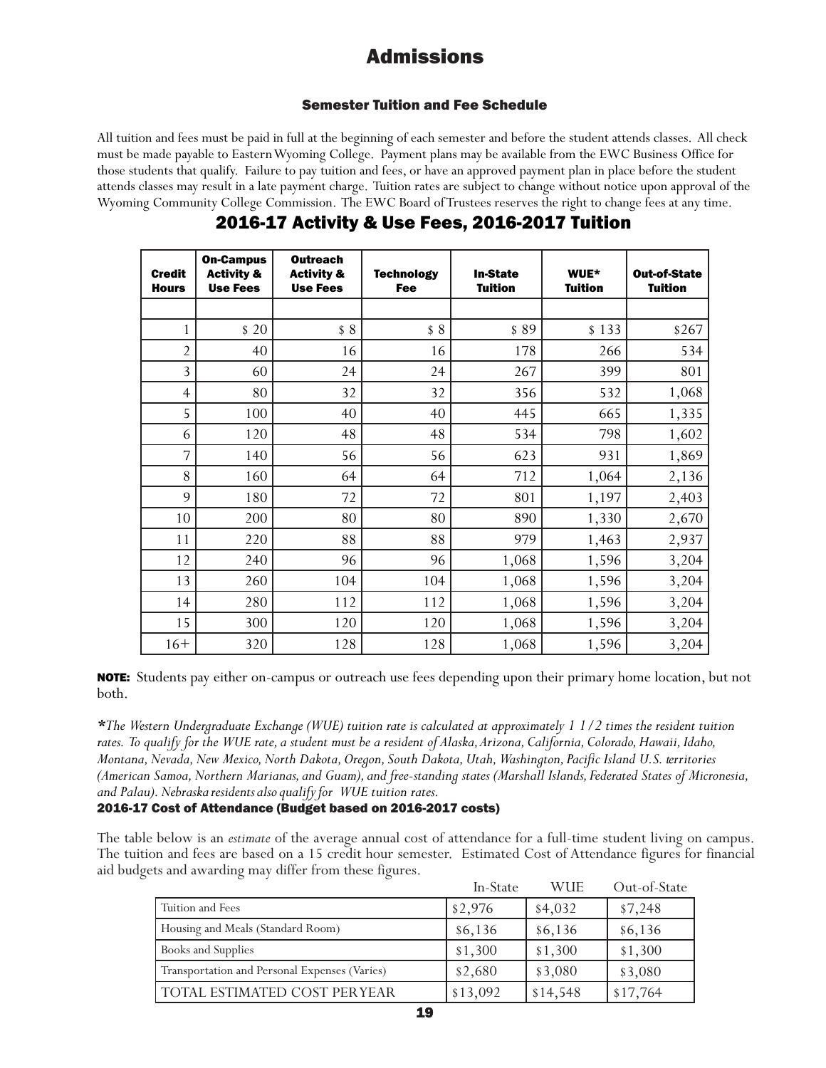# Admissions

## Semester Tuition and Fee Schedule

All tuition and fees must be paid in full at the beginning of each semester and before the student attends classes. All check must be made payable to Eastern Wyoming College. Payment plans may be available from the EWC Business Office for those students that qualify. Failure to pay tuition and fees, or have an approved payment plan in place before the student attends classes may result in a late payment charge. Tuition rates are subject to change without notice upon approval of the Wyoming Community College Commission. The EWC Board of Trustees reserves the right to change fees at any time.

## 2016-17 Activity & Use Fees, 2016-2017 Tuition

| Credit Hours | On-Campus Activity & Use Fees | Outreach Activity & Use Fees | Technology Fee | In-State Tuition | WUE* Tuition | Out-of-State Tuition |
|---|---|---|---|---|---|---|
| | | | | | | |
| 1 | $ 20 | $ 8 | $ 8 | $ 89 | $ 133 | $267 |
| 2 | 40 | 16 | 16 | 178 | 266 | 534 |
| 3 | 60 | 24 | 24 | 267 | 399 | 801 |
| 4 | 80 | 32 | 32 | 356 | 532 | 1,068 |
| 5 | 100 | 40 | 40 | 445 | 665 | 1,335 |
| 6 | 120 | 48 | 48 | 534 | 798 | 1,602 |
| 7 | 140 | 56 | 56 | 623 | 931 | 1,869 |
| 8 | 160 | 64 | 64 | 712 | 1,064 | 2,136 |
| 9 | 180 | 72 | 72 | 801 | 1,197 | 2,403 |
| 10 | 200 | 80 | 80 | 890 | 1,330 | 2,670 |
| 11 | 220 | 88 | 88 | 979 | 1,463 | 2,937 |
| 12 | 240 | 96 | 96 | 1,068 | 1,596 | 3,204 |
| 13 | 260 | 104 | 104 | 1,068 | 1,596 | 3,204 |
| 14 | 280 | 112 | 112 | 1,068 | 1,596 | 3,204 |
| 15 | 300 | 120 | 120 | 1,068 | 1,596 | 3,204 |
| 16+ | 320 | 128 | 128 | 1,068 | 1,596 | 3,204 |

**NOTE:** Students pay either on-campus or outreach use fees depending upon their primary home location, but not both.

*\*The Western Undergraduate Exchange (WUE) tuition rate is calculated at approximately 1 1/2 times the resident tuition rates. To qualify for the WUE rate, a student must be a resident of Alaska, Arizona, California, Colorado, Hawaii, Idaho, Montana, Nevada, New Mexico, North Dakota, Oregon, South Dakota, Utah, Washington, Pacific Island U.S. territories (American Samoa, Northern Marianas, and Guam), and free-standing states (Marshall Islands, Federated States of Micronesia, and Palau). Nebraska residents also qualify for WUE tuition rates.*

## 2016-17 Cost of Attendance (Budget based on 2016-2017 costs)

The table below is an *estimate* of the average annual cost of attendance for a full-time student living on campus. The tuition and fees are based on a 15 credit hour semester. Estimated Cost of Attendance figures for financial aid budgets and awarding may differ from these figures.

| | In-State | WUE | Out-of-State |
|---|---|---|---|
| Tuition and Fees | $2,976 | $4,032 | $7,248 |
| Housing and Meals (Standard Room) | $6,136 | $6,136 | $6,136 |
| Books and Supplies | $1,300 | $1,300 | $1,300 |
| Transportation and Personal Expenses (Varies) | $2,680 | $3,080 | $3,080 |
| TOTAL ESTIMATED COST PER YEAR | $13,092 | $14,548 | $17,764 |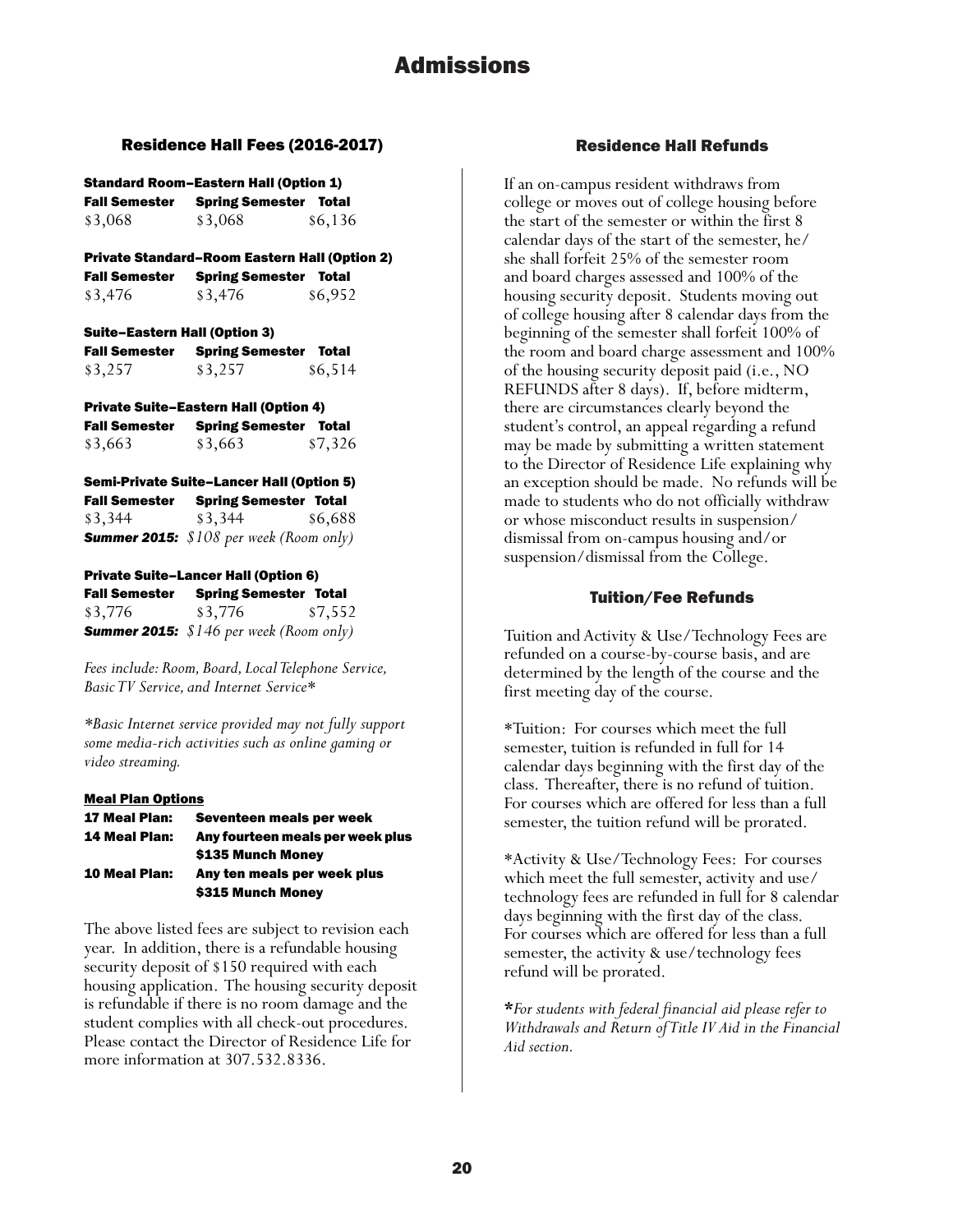# Admissions

## Residence Hall Fees (2016-2017)

### Standard Room–Eastern Hall (Option 1)

| Fall Semester | Spring Semester | Total |
|---|---|---|
| $3,068 | $3,068 | $6,136 |

### Private Standard–Room Eastern Hall (Option 2)

| Fall Semester | Spring Semester | Total |
|---|---|---|
| $3,476 | $3,476 | $6,952 |

### Suite–Eastern Hall (Option 3)

| Fall Semester | Spring Semester | Total |
|---|---|---|
| $3,257 | $3,257 | $6,514 |

### Private Suite–Eastern Hall (Option 4)

| Fall Semester | Spring Semester | Total |
|---|---|---|
| $3,663 | $3,663 | $7,326 |

### Semi-Private Suite–Lancer Hall (Option 5)

| Fall Semester | Spring Semester | Total |
|---|---|---|
| $3,344 | $3,344 | $6,688 |

***Summer 2015:*** *$108 per week (Room only)*

### Private Suite–Lancer Hall (Option 6)

| Fall Semester | Spring Semester | Total |
|---|---|---|
| $3,776 | $3,776 | $7,552 |

***Summer 2015:*** *$146 per week (Room only)*

*Fees include: Room, Board, Local Telephone Service, Basic TV Service, and Internet Service**

**Basic Internet service provided may not fully support some media-rich activities such as online gaming or video streaming.*

### Meal Plan Options

| | |
|---|---|
| **17 Meal Plan:** | **Seventeen meals per week** |
| **14 Meal Plan:** | **Any fourteen meals per week plus $135 Munch Money** |
| **10 Meal Plan:** | **Any ten meals per week plus $315 Munch Money** |

The above listed fees are subject to revision each year. In addition, there is a refundable housing security deposit of $150 required with each housing application. The housing security deposit is refundable if there is no room damage and the student complies with all check-out procedures. Please contact the Director of Residence Life for more information at 307.532.8336.

## Residence Hall Refunds

If an on-campus resident withdraws from college or moves out of college housing before the start of the semester or within the first 8 calendar days of the start of the semester, he/she shall forfeit 25% of the semester room and board charges assessed and 100% of the housing security deposit. Students moving out of college housing after 8 calendar days from the beginning of the semester shall forfeit 100% of the room and board charge assessment and 100% of the housing security deposit paid (i.e., NO REFUNDS after 8 days). If, before midterm, there are circumstances clearly beyond the student's control, an appeal regarding a refund may be made by submitting a written statement to the Director of Residence Life explaining why an exception should be made. No refunds will be made to students who do not officially withdraw or whose misconduct results in suspension/dismissal from on-campus housing and/or suspension/dismissal from the College.

## Tuition/Fee Refunds

Tuition and Activity & Use/Technology Fees are refunded on a course-by-course basis, and are determined by the length of the course and the first meeting day of the course.

*Tuition: For courses which meet the full semester, tuition is refunded in full for 14 calendar days beginning with the first day of the class. Thereafter, there is no refund of tuition. For courses which are offered for less than a full semester, the tuition refund will be prorated.

*Activity & Use/Technology Fees: For courses which meet the full semester, activity and use/technology fees are refunded in full for 8 calendar days beginning with the first day of the class. For courses which are offered for less than a full semester, the activity & use/technology fees refund will be prorated.

**\*For students with federal financial aid please refer to Withdrawals and Return of Title IV Aid in the Financial Aid section.*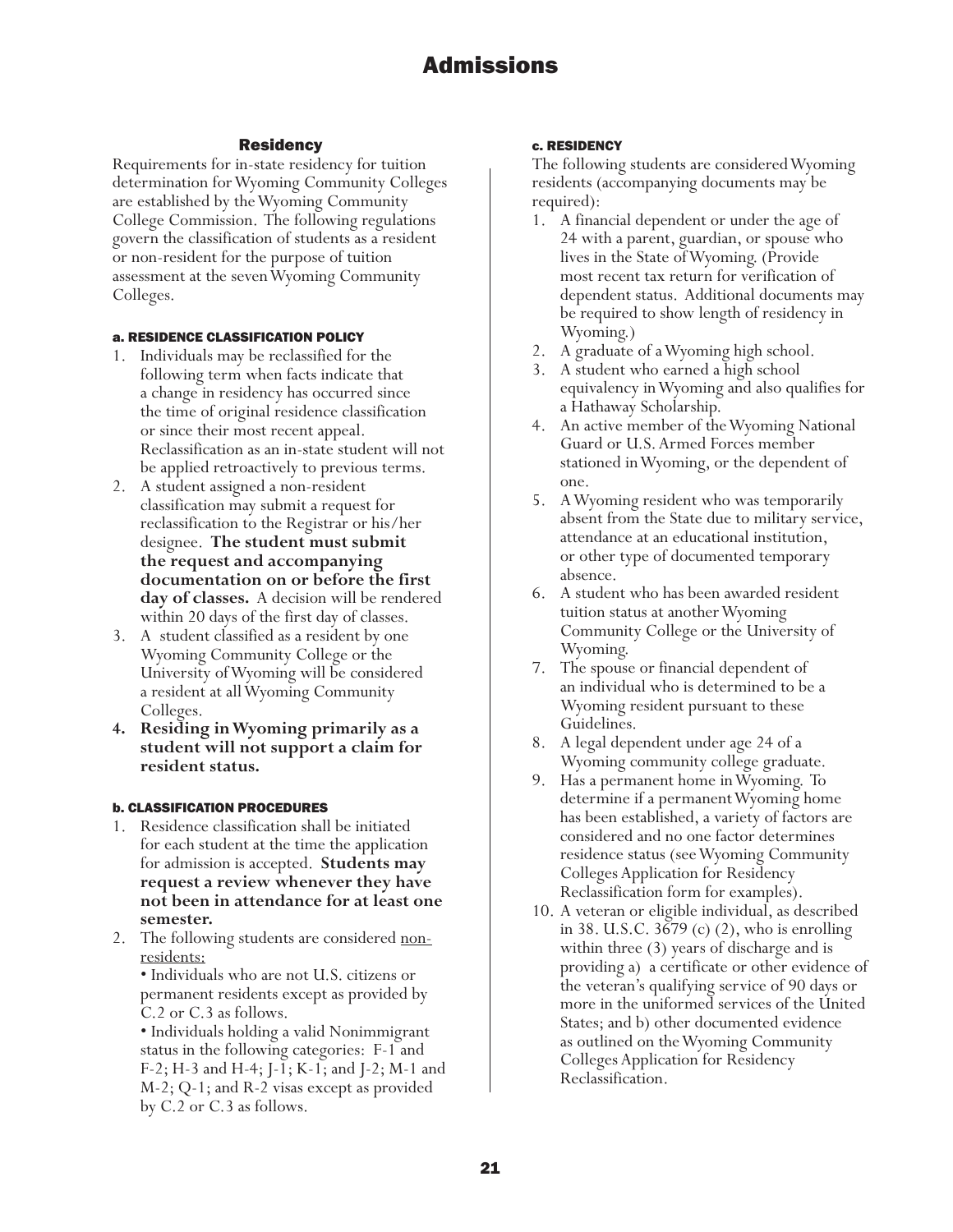# Admissions

## Residency

Requirements for in-state residency for tuition determination for Wyoming Community Colleges are established by the Wyoming Community College Commission. The following regulations govern the classification of students as a resident or non-resident for the purpose of tuition assessment at the seven Wyoming Community Colleges.

#### a. RESIDENCE CLASSIFICATION POLICY

1. Individuals may be reclassified for the following term when facts indicate that a change in residency has occurred since the time of original residence classification or since their most recent appeal. Reclassification as an in-state student will not be applied retroactively to previous terms.
2. A student assigned a non-resident classification may submit a request for reclassification to the Registrar or his/her designee. **The student must submit the request and accompanying documentation on or before the first day of classes.** A decision will be rendered within 20 days of the first day of classes.
3. A student classified as a resident by one Wyoming Community College or the University of Wyoming will be considered a resident at all Wyoming Community Colleges.
4. **Residing in Wyoming primarily as a student will not support a claim for resident status.**

#### b. CLASSIFICATION PROCEDURES

1. Residence classification shall be initiated for each student at the time the application for admission is accepted. **Students may request a review whenever they have not been in attendance for at least one semester.**
2. The following students are considered non-residents:

   • Individuals who are not U.S. citizens or permanent residents except as provided by C.2 or C.3 as follows.

   • Individuals holding a valid Nonimmigrant status in the following categories: F-1 and F-2; H-3 and H-4; J-1; K-1; and J-2; M-1 and M-2; Q-1; and R-2 visas except as provided by C.2 or C.3 as follows.

#### c. RESIDENCY

The following students are considered Wyoming residents (accompanying documents may be required):

1. A financial dependent or under the age of 24 with a parent, guardian, or spouse who lives in the State of Wyoming. (Provide most recent tax return for verification of dependent status. Additional documents may be required to show length of residency in Wyoming.)
2. A graduate of a Wyoming high school.
3. A student who earned a high school equivalency in Wyoming and also qualifies for a Hathaway Scholarship.
4. An active member of the Wyoming National Guard or U.S. Armed Forces member stationed in Wyoming, or the dependent of one.
5. A Wyoming resident who was temporarily absent from the State due to military service, attendance at an educational institution, or other type of documented temporary absence.
6. A student who has been awarded resident tuition status at another Wyoming Community College or the University of Wyoming.
7. The spouse or financial dependent of an individual who is determined to be a Wyoming resident pursuant to these Guidelines.
8. A legal dependent under age 24 of a Wyoming community college graduate.
9. Has a permanent home in Wyoming. To determine if a permanent Wyoming home has been established, a variety of factors are considered and no one factor determines residence status (see Wyoming Community Colleges Application for Residency Reclassification form for examples).
10. A veteran or eligible individual, as described in 38. U.S.C. 3679 (c) (2), who is enrolling within three (3) years of discharge and is providing a) a certificate or other evidence of the veteran's qualifying service of 90 days or more in the uniformed services of the United States; and b) other documented evidence as outlined on the Wyoming Community Colleges Application for Residency Reclassification.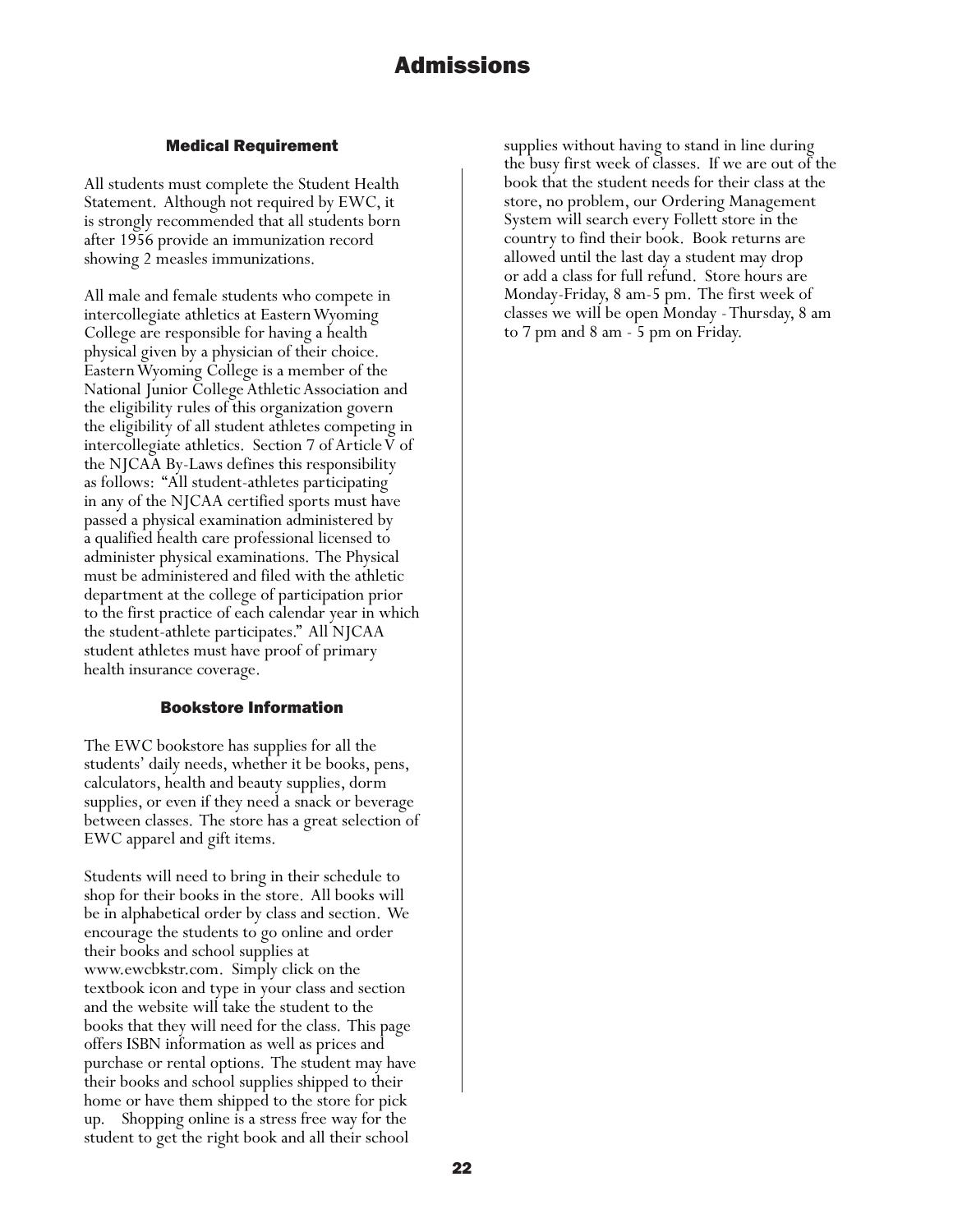# Admissions

### Medical Requirement

All students must complete the Student Health Statement. Although not required by EWC, it is strongly recommended that all students born after 1956 provide an immunization record showing 2 measles immunizations.

All male and female students who compete in intercollegiate athletics at Eastern Wyoming College are responsible for having a health physical given by a physician of their choice. Eastern Wyoming College is a member of the National Junior College Athletic Association and the eligibility rules of this organization govern the eligibility of all student athletes competing in intercollegiate athletics. Section 7 of Article V of the NJCAA By-Laws defines this responsibility as follows: "All student-athletes participating in any of the NJCAA certified sports must have passed a physical examination administered by a qualified health care professional licensed to administer physical examinations. The Physical must be administered and filed with the athletic department at the college of participation prior to the first practice of each calendar year in which the student-athlete participates." All NJCAA student athletes must have proof of primary health insurance coverage.

### Bookstore Information

The EWC bookstore has supplies for all the students' daily needs, whether it be books, pens, calculators, health and beauty supplies, dorm supplies, or even if they need a snack or beverage between classes. The store has a great selection of EWC apparel and gift items.

Students will need to bring in their schedule to shop for their books in the store. All books will be in alphabetical order by class and section. We encourage the students to go online and order their books and school supplies at www.ewcbkstr.com. Simply click on the textbook icon and type in your class and section and the website will take the student to the books that they will need for the class. This page offers ISBN information as well as prices and purchase or rental options. The student may have their books and school supplies shipped to their home or have them shipped to the store for pick up. Shopping online is a stress free way for the student to get the right book and all their school supplies without having to stand in line during the busy first week of classes. If we are out of the book that the student needs for their class at the store, no problem, our Ordering Management System will search every Follett store in the country to find their book. Book returns are allowed until the last day a student may drop or add a class for full refund. Store hours are Monday-Friday, 8 am-5 pm. The first week of classes we will be open Monday - Thursday, 8 am to 7 pm and 8 am - 5 pm on Friday.